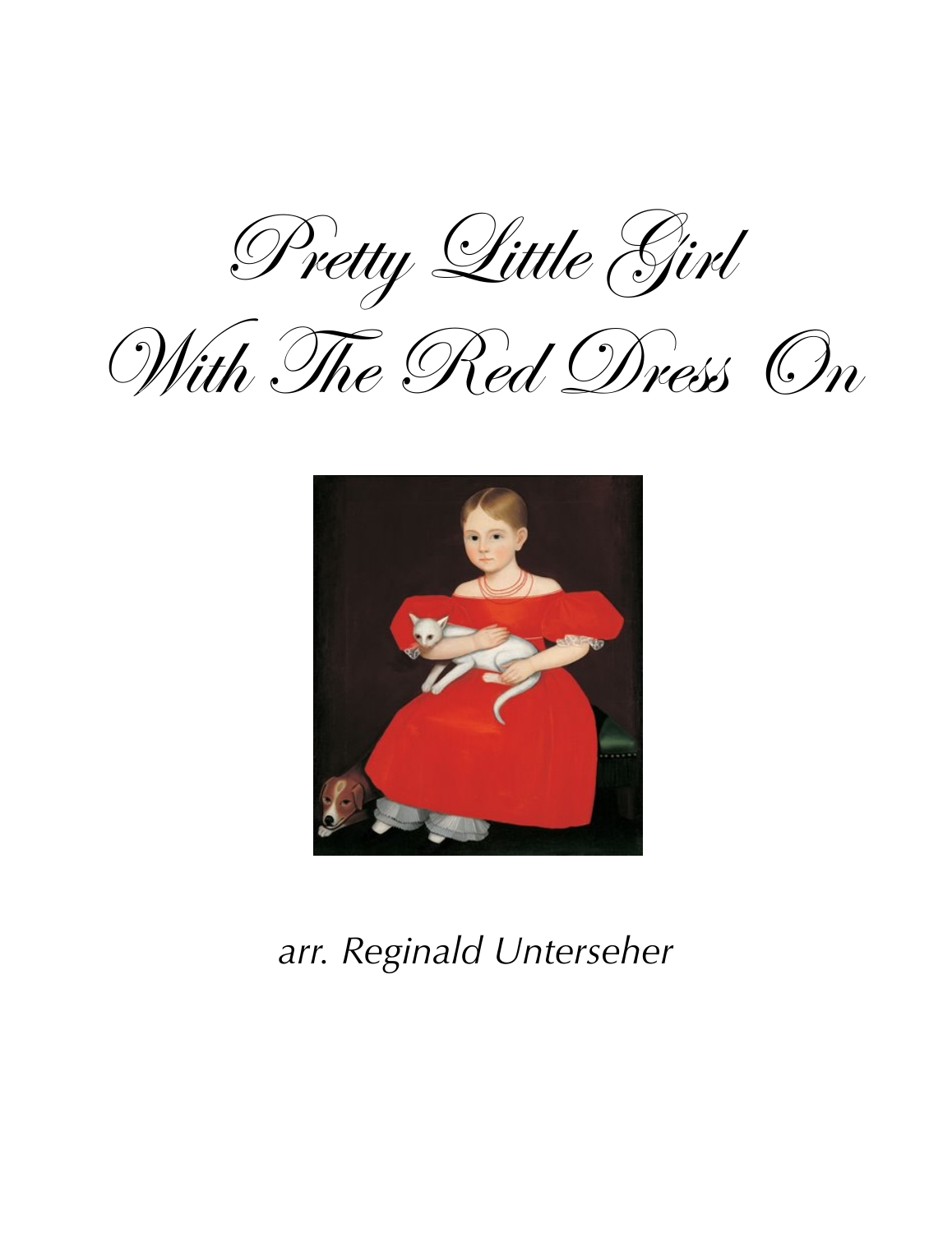# Pretty Little Girl With The Red Dress On

*arr. Reginald Unterseher*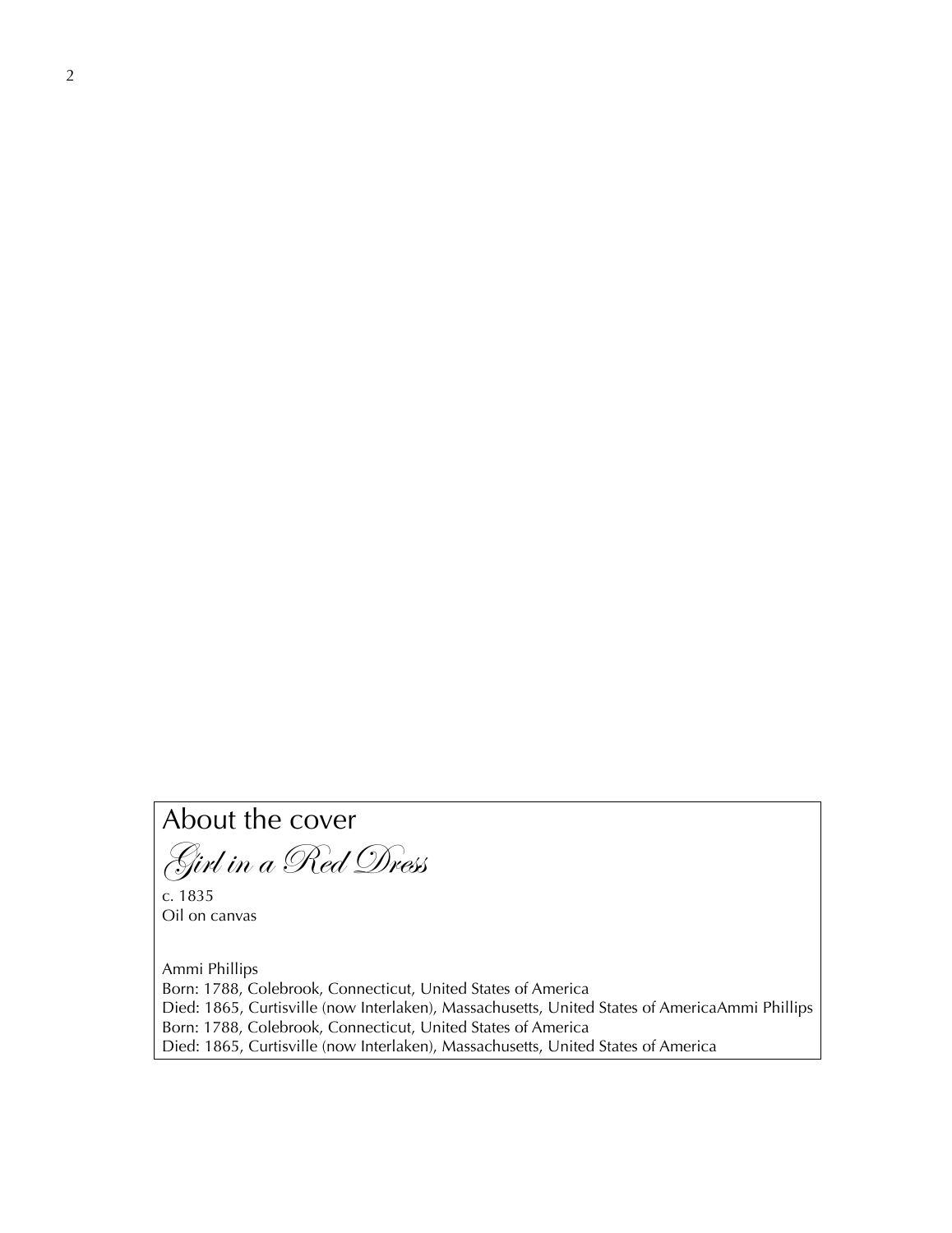## About the cover

*Girl in a Red Dress*

c. 1835
Oil on canvas

Ammi Phillips
Born: 1788, Colebrook, Connecticut, United States of America
Died: 1865, Curtisville (now Interlaken), Massachusetts, United States of AmericaAmmi Phillips
Born: 1788, Colebrook, Connecticut, United States of America
Died: 1865, Curtisville (now Interlaken), Massachusetts, United States of America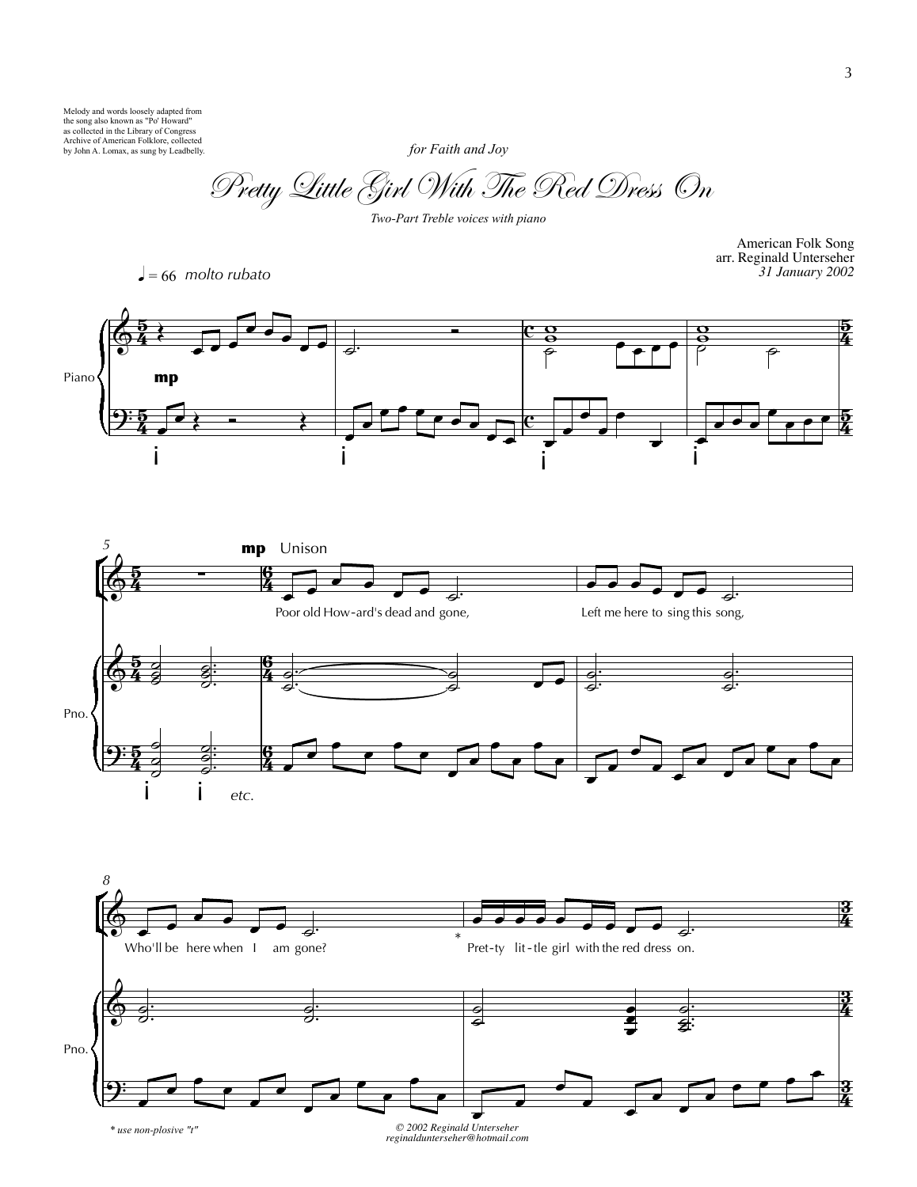Melody and words loosely adapted from the song also known as "Po' Howard" as collected in the Library of Congress Archive of American Folklore, collected by John A. Lomax, as sung by Leadbelly.

*for Faith and Joy*

# Pretty Little Girl With The Red Dress On

*Two-Part Treble voices with piano*

American Folk Song
arr. Reginald Unterseher
*31 January 2002*

♩= 66 *molto rubato*

Piano

**mp**

5

**mp** Unison

Poor old How-ard's dead and gone, Left me here to sing this song,

Pno.

*etc.*

8

Who'll be here when I am gone? * Pret-ty lit-tle girl with the red dress on.

Pno.

\* use non-plosive "t"

© 2002 Reginald Unterseher
reginaldunterseher@hotmail.com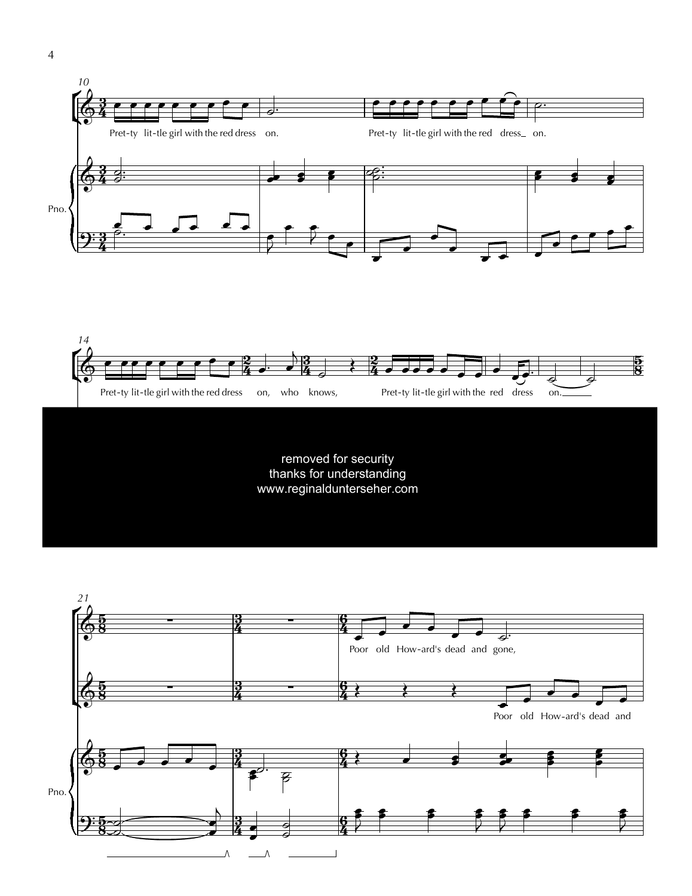10

Pret-ty lit-tle girl with the red dress on. Pret-ty lit-tle girl with the red dress_ on.

Pno.

14

Pret-ty lit-tle girl with the red dress on, who knows, Pret-ty lit-tle girl with the red dress on.______

removed for security
thanks for understanding
www.reginaldunterseher.com

21

Poor old How-ard's dead and gone,

Poor old How-ard's dead and

Pno.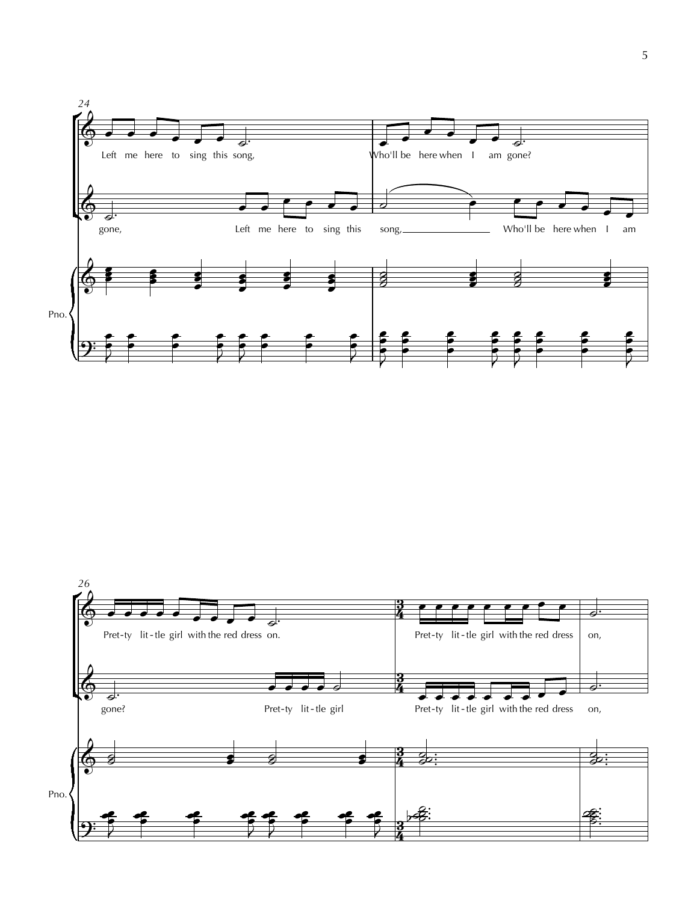24

Left me here to sing this song, Who'll be here when I am gone?

gone, Left me here to sing this song, Who'll be here when I am

Pno.

26

Pret-ty lit-tle girl with the red dress on. Pret-ty lit-tle girl with the red dress on,

gone? Pret-ty lit-tle girl Pret-ty lit-tle girl with the red dress on,

Pno.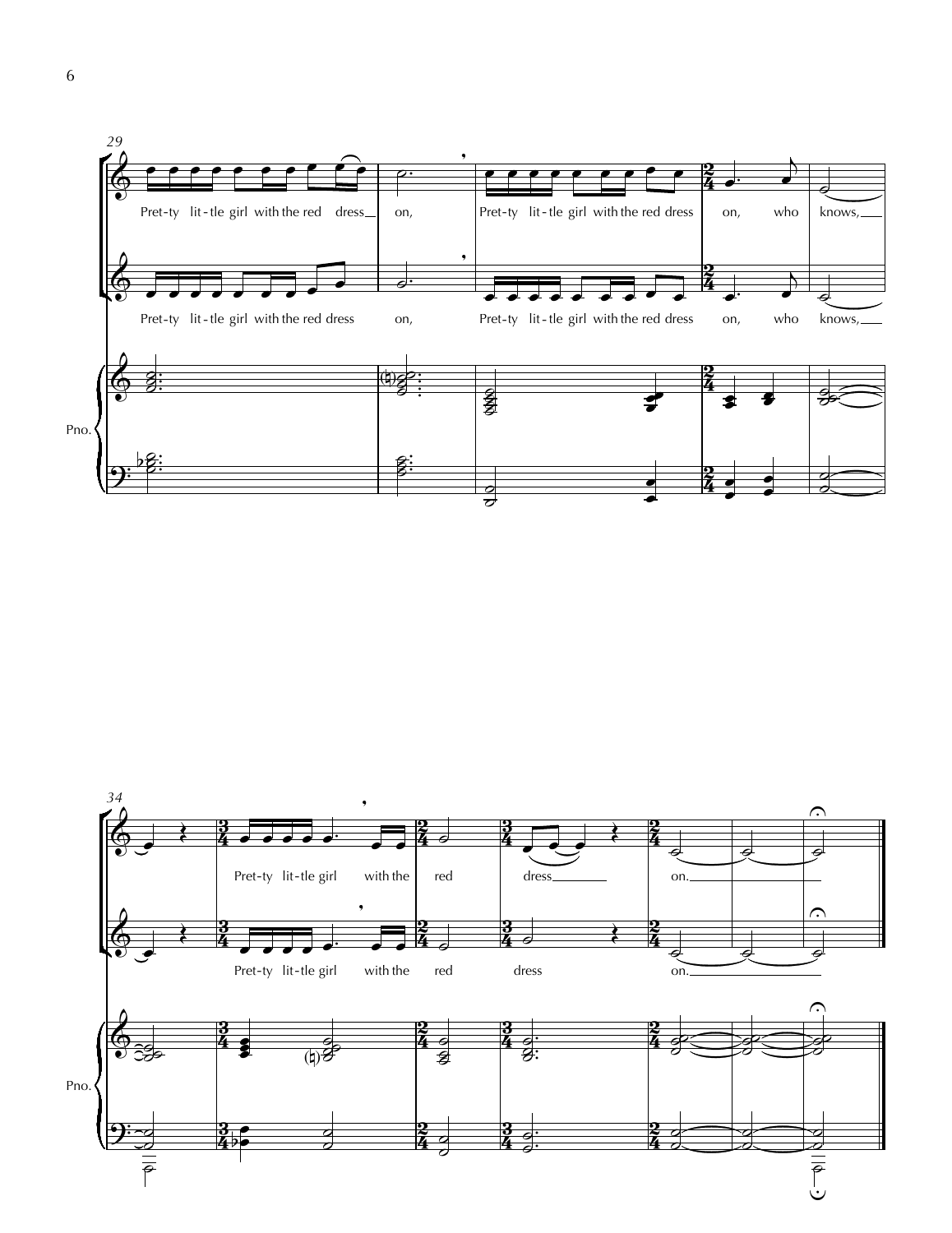29

Pret-ty lit-tle girl with the red dress on, Pret-ty lit-tle girl with the red dress on, who knows,

Pret-ty lit-tle girl with the red dress on, Pret-ty lit-tle girl with the red dress on, who knows,

Pno.

34

Pret-ty lit-tle girl with the red dress on.

Pret-ty lit-tle girl with the red dress on.

Pno.